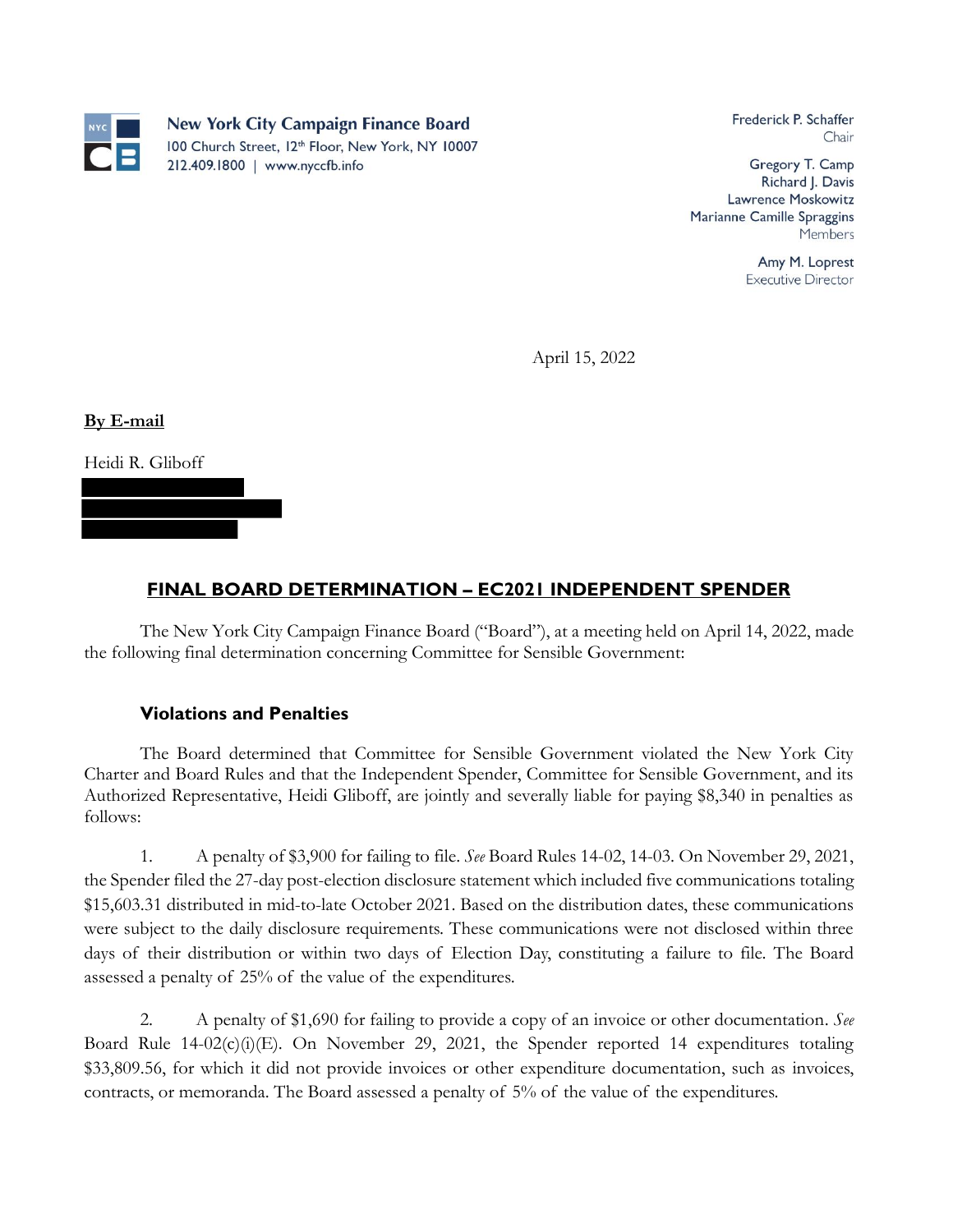**New York City Campaign Finance Board**
100 Church Street, 12th Floor, New York, NY 10007
212.409.1800 | www.nyccfb.info

Frederick P. Schaffer
Chair

Gregory T. Camp
Richard J. Davis
Lawrence Moskowitz
Marianne Camille Spraggins
Members

Amy M. Loprest
Executive Director

April 15, 2022

**By E-mail**

Heidi R. Gliboff

## FINAL BOARD DETERMINATION – EC2021 INDEPENDENT SPENDER

The New York City Campaign Finance Board ("Board"), at a meeting held on April 14, 2022, made the following final determination concerning Committee for Sensible Government:

### Violations and Penalties

The Board determined that Committee for Sensible Government violated the New York City Charter and Board Rules and that the Independent Spender, Committee for Sensible Government, and its Authorized Representative, Heidi Gliboff, are jointly and severally liable for paying $8,340 in penalties as follows:

1. A penalty of $3,900 for failing to file. *See* Board Rules 14-02, 14-03. On November 29, 2021, the Spender filed the 27-day post-election disclosure statement which included five communications totaling $15,603.31 distributed in mid-to-late October 2021. Based on the distribution dates, these communications were subject to the daily disclosure requirements. These communications were not disclosed within three days of their distribution or within two days of Election Day, constituting a failure to file. The Board assessed a penalty of 25% of the value of the expenditures.

2. A penalty of $1,690 for failing to provide a copy of an invoice or other documentation. *See* Board Rule 14-02(c)(i)(E). On November 29, 2021, the Spender reported 14 expenditures totaling $33,809.56, for which it did not provide invoices or other expenditure documentation, such as invoices, contracts, or memoranda. The Board assessed a penalty of 5% of the value of the expenditures.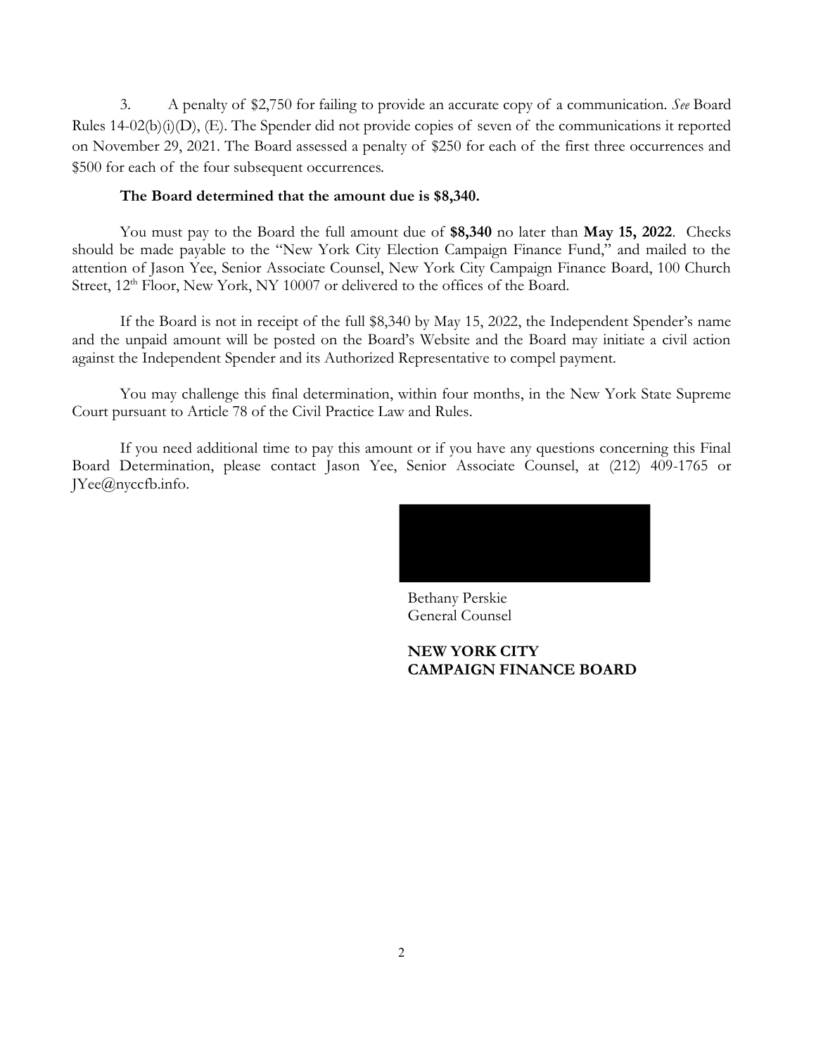3. A penalty of $2,750 for failing to provide an accurate copy of a communication. *See* Board Rules 14-02(b)(i)(D), (E). The Spender did not provide copies of seven of the communications it reported on November 29, 2021. The Board assessed a penalty of $250 for each of the first three occurrences and $500 for each of the four subsequent occurrences.

**The Board determined that the amount due is $8,340.**

You must pay to the Board the full amount due of **$8,340** no later than **May 15, 2022**. Checks should be made payable to the "New York City Election Campaign Finance Fund," and mailed to the attention of Jason Yee, Senior Associate Counsel, New York City Campaign Finance Board, 100 Church Street, 12th Floor, New York, NY 10007 or delivered to the offices of the Board.

If the Board is not in receipt of the full $8,340 by May 15, 2022, the Independent Spender's name and the unpaid amount will be posted on the Board's Website and the Board may initiate a civil action against the Independent Spender and its Authorized Representative to compel payment.

You may challenge this final determination, within four months, in the New York State Supreme Court pursuant to Article 78 of the Civil Practice Law and Rules.

If you need additional time to pay this amount or if you have any questions concerning this Final Board Determination, please contact Jason Yee, Senior Associate Counsel, at (212) 409-1765 or JYee@nyccfb.info.

Bethany Perskie
General Counsel

**NEW YORK CITY**
**CAMPAIGN FINANCE BOARD**